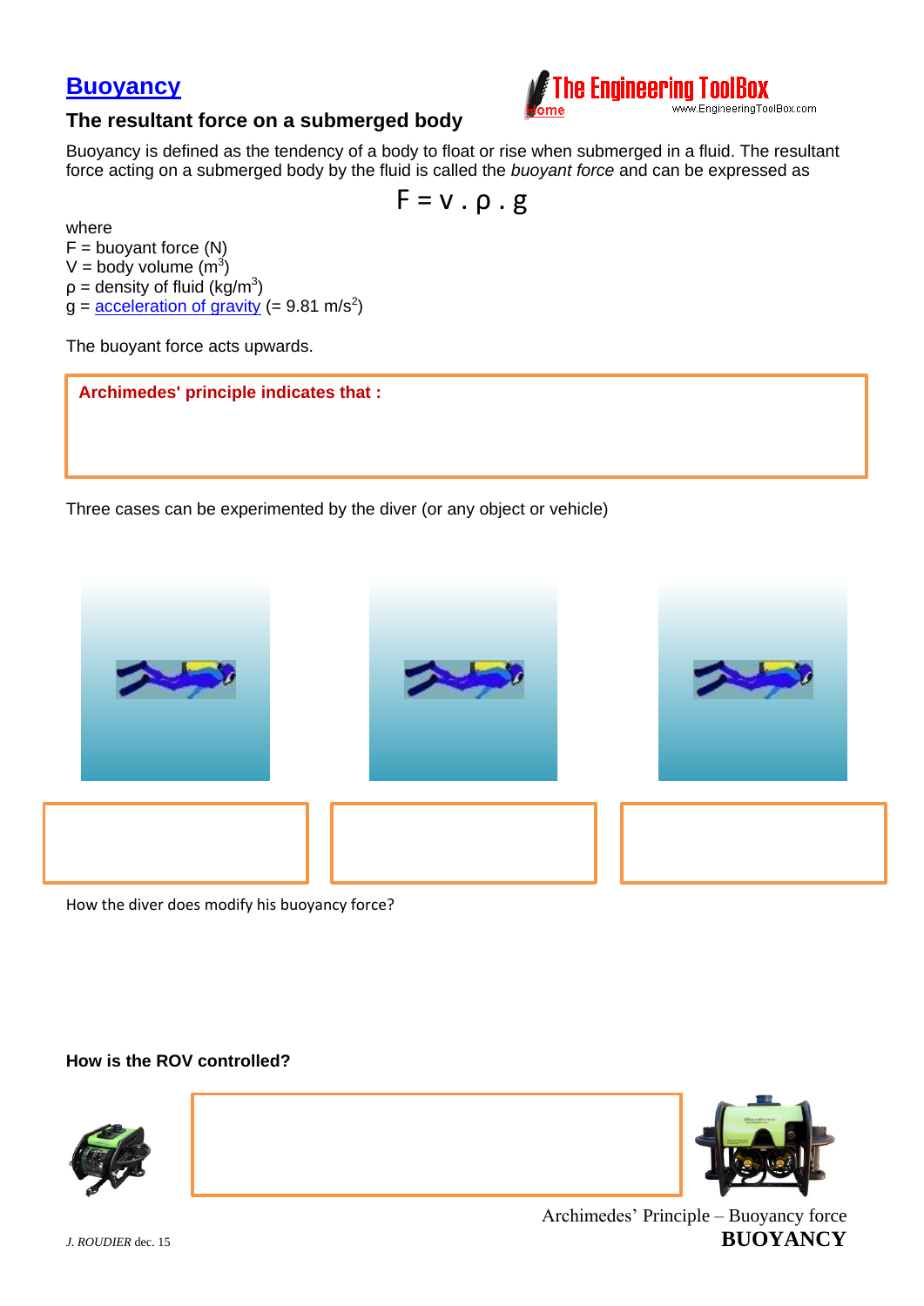# Buoyancy

## The resultant force on a submerged body

Buoyancy is defined as the tendency of a body to float or rise when submerged in a fluid. The resultant force acting on a submerged body by the fluid is called the *buoyant force* and can be expressed as

$$F = v \cdot \rho \cdot g$$

where

$F$ = buoyant force (N)

$V$ = body volume ($m^3$)

$\rho$ = density of fluid ($kg/m^3$)

$g$ = acceleration of gravity (= 9.81 $m/s^2$)

The buoyant force acts upwards.

**Archimedes' principle indicates that :**

Three cases can be experimented by the diver (or any object or vehicle)

How the diver does modify his buoyancy force?

**How is the ROV controlled?**

Archimedes' Principle – Buoyancy force

**BUOYANCY**

*J. ROUDIER* dec. 15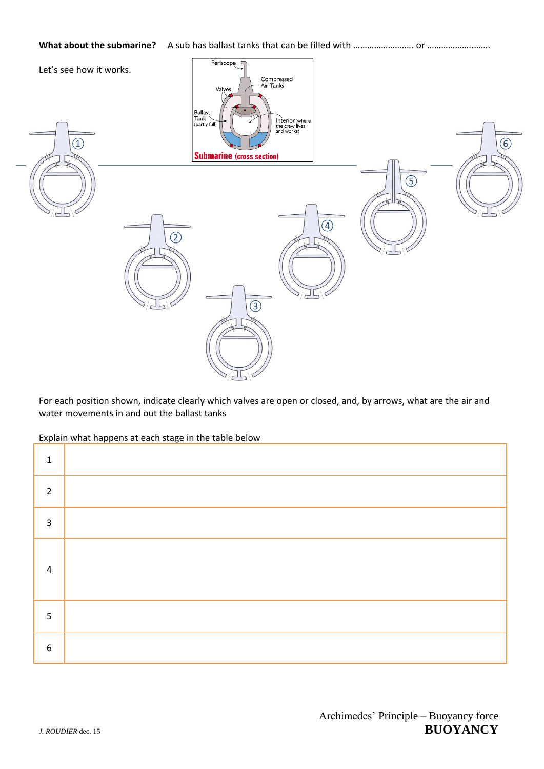**What about the submarine?** A sub has ballast tanks that can be filled with …………………….. or ………………..…….

Let's see how it works.

Periscope

Compressed Air Tanks

Valves

Ballast Tank (partly full)

Interior (where the crew lives and works)

**Submarine** (cross section)

1

2

3

4

5

6

For each position shown, indicate clearly which valves are open or closed, and, by arrows, what are the air and water movements in and out the ballast tanks

Explain what happens at each stage in the table below

| | |
|---|---|
| 1 | |
| 2 | |
| 3 | |
| 4 | |
| 5 | |
| 6 | |